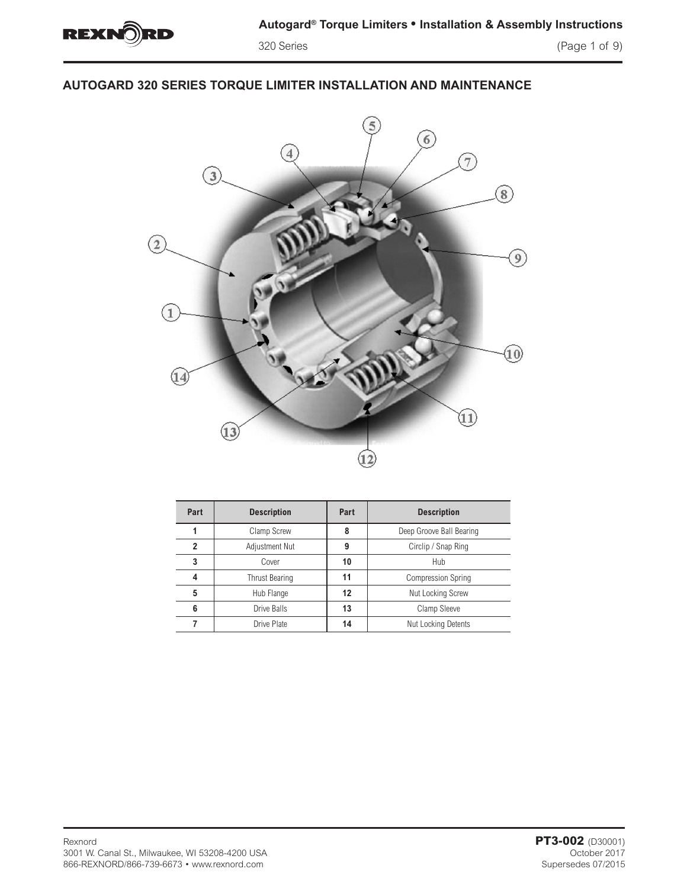## AUTOGARD 320 SERIES TORQUE LIMITER INSTALLATION AND MAINTENANCE

| Part | Description | Part | Description |
|---|---|---|---|
| 1 | Clamp Screw | 8 | Deep Groove Ball Bearing |
| 2 | Adjustment Nut | 9 | Circlip / Snap Ring |
| 3 | Cover | 10 | Hub |
| 4 | Thrust Bearing | 11 | Compression Spring |
| 5 | Hub Flange | 12 | Nut Locking Screw |
| 6 | Drive Balls | 13 | Clamp Sleeve |
| 7 | Drive Plate | 14 | Nut Locking Detents |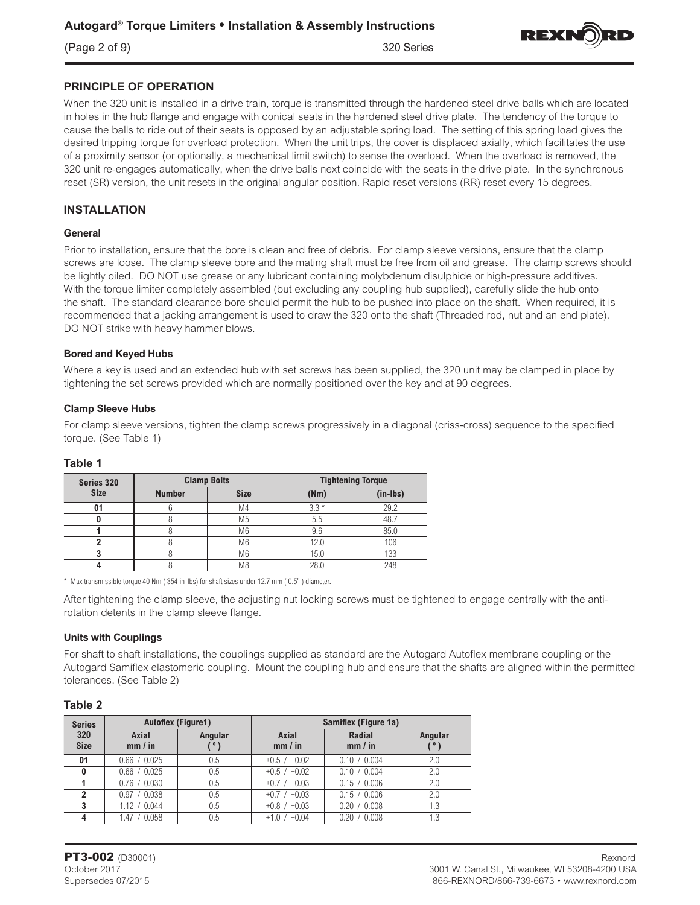## PRINCIPLE OF OPERATION

When the 320 unit is installed in a drive train, torque is transmitted through the hardened steel drive balls which are located in holes in the hub flange and engage with conical seats in the hardened steel drive plate. The tendency of the torque to cause the balls to ride out of their seats is opposed by an adjustable spring load. The setting of this spring load gives the desired tripping torque for overload protection. When the unit trips, the cover is displaced axially, which facilitates the use of a proximity sensor (or optionally, a mechanical limit switch) to sense the overload. When the overload is removed, the 320 unit re-engages automatically, when the drive balls next coincide with the seats in the drive plate. In the synchronous reset (SR) version, the unit resets in the original angular position. Rapid reset versions (RR) reset every 15 degrees.

## INSTALLATION

### General

Prior to installation, ensure that the bore is clean and free of debris. For clamp sleeve versions, ensure that the clamp screws are loose. The clamp sleeve bore and the mating shaft must be free from oil and grease. The clamp screws should be lightly oiled. DO NOT use grease or any lubricant containing molybdenum disulphide or high-pressure additives. With the torque limiter completely assembled (but excluding any coupling hub supplied), carefully slide the hub onto the shaft. The standard clearance bore should permit the hub to be pushed into place on the shaft. When required, it is recommended that a jacking arrangement is used to draw the 320 onto the shaft (Threaded rod, nut and an end plate). DO NOT strike with heavy hammer blows.

### Bored and Keyed Hubs

Where a key is used and an extended hub with set screws has been supplied, the 320 unit may be clamped in place by tightening the set screws provided which are normally positioned over the key and at 90 degrees.

### Clamp Sleeve Hubs

For clamp sleeve versions, tighten the clamp screws progressively in a diagonal (criss-cross) sequence to the specified torque. (See Table 1)

**Table 1**

| Series 320 Size | Clamp Bolts | | Tightening Torque | |
|---|---|---|---|---|
| | Number | Size | (Nm) | (in-lbs) |
| 01 | 6 | M4 | 3.3 * | 29.2 |
| 0 | 8 | M5 | 5.5 | 48.7 |
| 1 | 8 | M6 | 9.6 | 85.0 |
| 2 | 8 | M6 | 12.0 | 106 |
| 3 | 8 | M6 | 15.0 | 133 |
| 4 | 8 | M8 | 28.0 | 248 |

\* Max transmissible torque 40 Nm ( 354 in-lbs) for shaft sizes under 12.7 mm ( 0.5" ) diameter.

After tightening the clamp sleeve, the adjusting nut locking screws must be tightened to engage centrally with the anti-rotation detents in the clamp sleeve flange.

### Units with Couplings

For shaft to shaft installations, the couplings supplied as standard are the Autogard Autoflex membrane coupling or the Autogard Samiflex elastomeric coupling. Mount the coupling hub and ensure that the shafts are aligned within the permitted tolerances. (See Table 2)

**Table 2**

| Series 320 Size | Autoflex (Figure1) | | Samiflex (Figure 1a) | | |
|---|---|---|---|---|---|
| | Axial mm / in | Angular (°) | Axial mm / in | Radial mm / in | Angular (°) |
| 01 | 0.66 / 0.025 | 0.5 | +0.5 / +0.02 | 0.10 / 0.004 | 2.0 |
| 0 | 0.66 / 0.025 | 0.5 | +0.5 / +0.02 | 0.10 / 0.004 | 2.0 |
| 1 | 0.76 / 0.030 | 0.5 | +0.7 / +0.03 | 0.15 / 0.006 | 2.0 |
| 2 | 0.97 / 0.038 | 0.5 | +0.7 / +0.03 | 0.15 / 0.006 | 2.0 |
| 3 | 1.12 / 0.044 | 0.5 | +0.8 / +0.03 | 0.20 / 0.008 | 1.3 |
| 4 | 1.47 / 0.058 | 0.5 | +1.0 / +0.04 | 0.20 / 0.008 | 1.3 |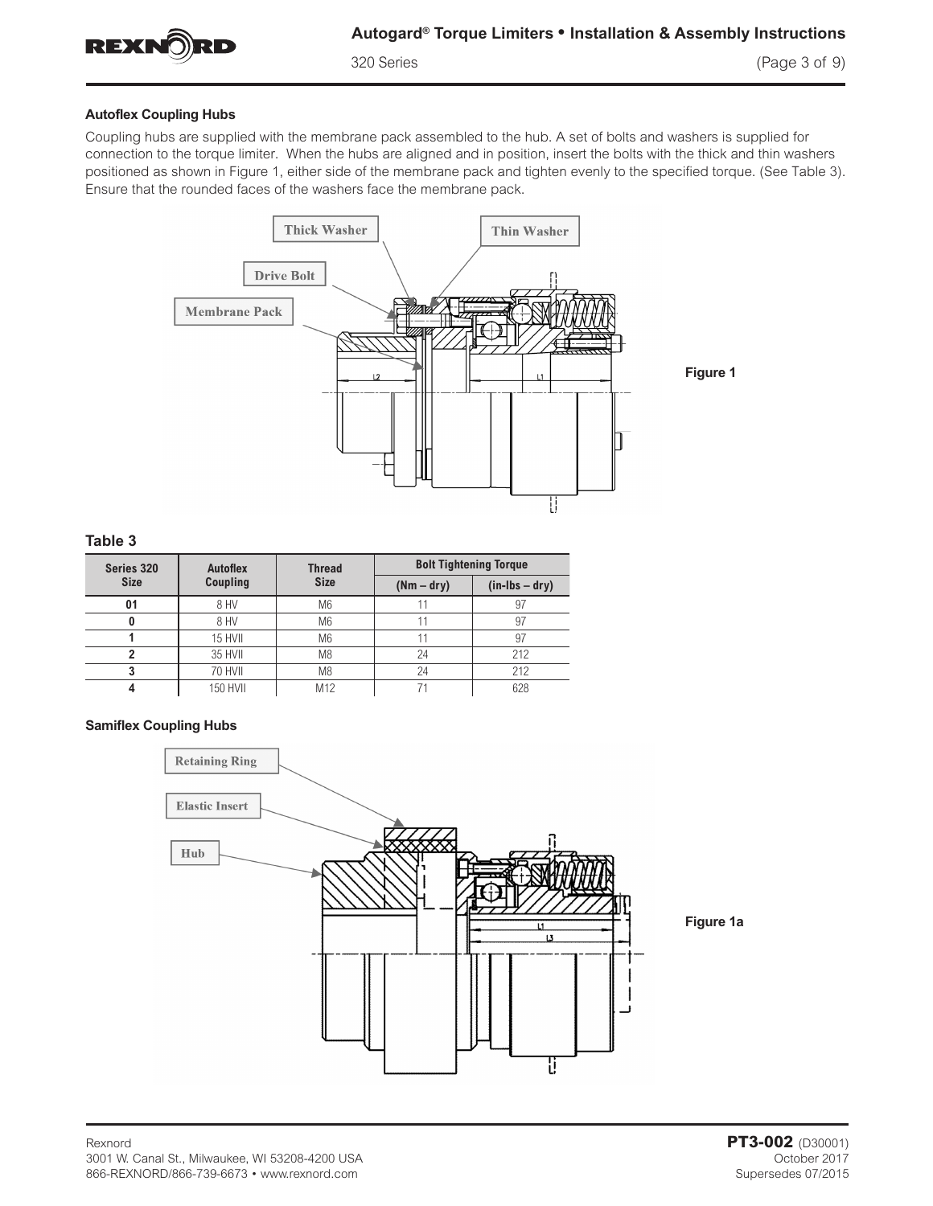### Autoflex Coupling Hubs

Coupling hubs are supplied with the membrane pack assembled to the hub. A set of bolts and washers is supplied for connection to the torque limiter. When the hubs are aligned and in position, insert the bolts with the thick and thin washers positioned as shown in Figure 1, either side of the membrane pack and tighten evenly to the specified torque. (See Table 3). Ensure that the rounded faces of the washers face the membrane pack.

Figure 1

### Table 3

| Series 320 Size | Autoflex Coupling | Thread Size | Bolt Tightening Torque | |
|---|---|---|---|---|
| | | | (Nm – dry) | (in-lbs – dry) |
| 01 | 8 HV | M6 | 11 | 97 |
| 0 | 8 HV | M6 | 11 | 97 |
| 1 | 15 HVII | M6 | 11 | 97 |
| 2 | 35 HVII | M8 | 24 | 212 |
| 3 | 70 HVII | M8 | 24 | 212 |
| 4 | 150 HVII | M12 | 71 | 628 |

### Samiflex Coupling Hubs

Figure 1a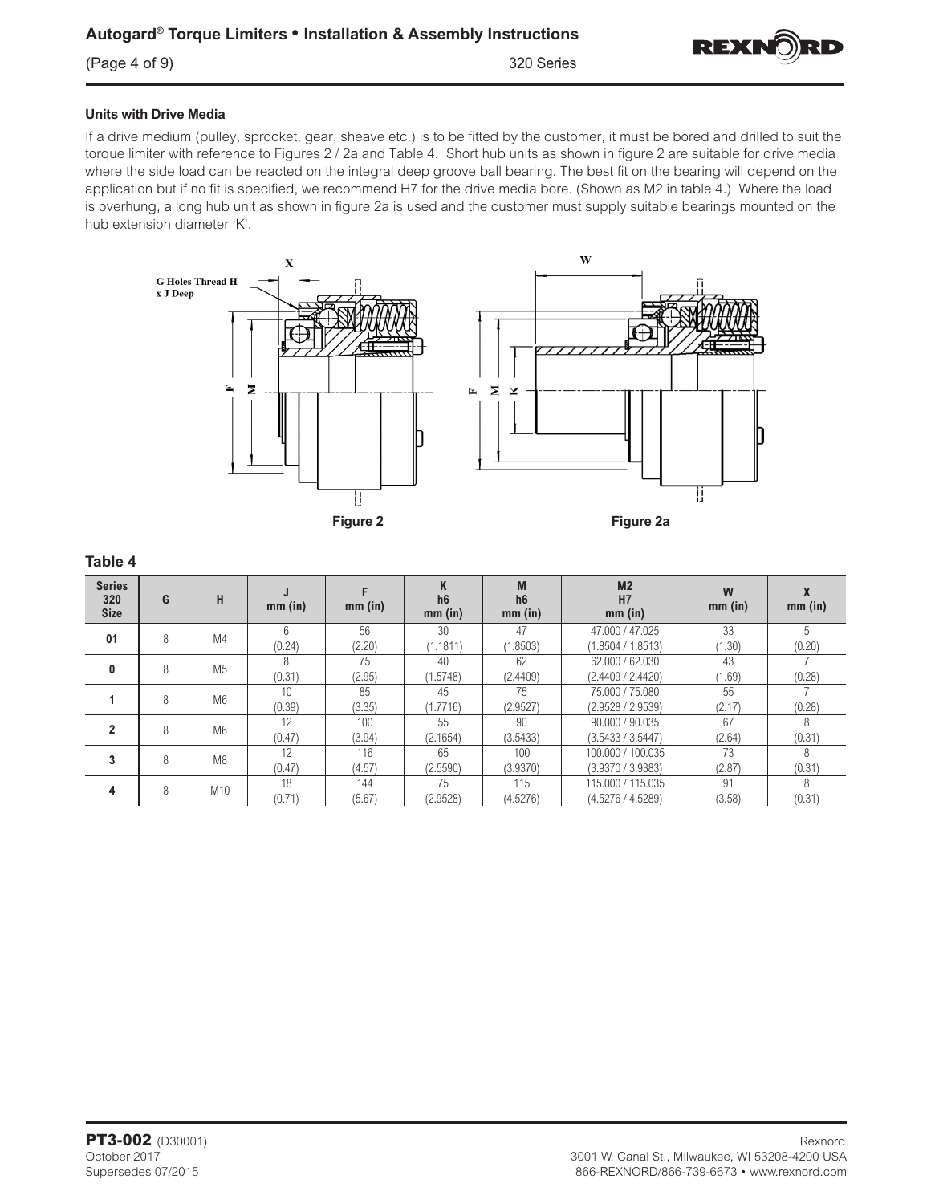### Units with Drive Media

If a drive medium (pulley, sprocket, gear, sheave etc.) is to be fitted by the customer, it must be bored and drilled to suit the torque limiter with reference to Figures 2 / 2a and Table 4. Short hub units as shown in figure 2 are suitable for drive media where the side load can be reacted on the integral deep groove ball bearing. The best fit on the bearing will depend on the application but if no fit is specified, we recommend H7 for the drive media bore. (Shown as M2 in table 4.) Where the load is overhung, a long hub unit as shown in figure 2a is used and the customer must supply suitable bearings mounted on the hub extension diameter 'K'.

Figure 2

Figure 2a

**Table 4**

| Series 320 Size | G | H | J mm (in) | F mm (in) | K h6 mm (in) | M h6 mm (in) | M2 H7 mm (in) | W mm (in) | X mm (in) |
|---|---|---|---|---|---|---|---|---|---|
| **01** | 8 | M4 | 6 (0.24) | 56 (2.20) | 30 (1.1811) | 47 (1.8503) | 47.000 / 47.025 (1.8504 / 1.8513) | 33 (1.30) | 5 (0.20) |
| **0** | 8 | M5 | 8 (0.31) | 75 (2.95) | 40 (1.5748) | 62 (2.4409) | 62.000 / 62.030 (2.4409 / 2.4420) | 43 (1.69) | 7 (0.28) |
| **1** | 8 | M6 | 10 (0.39) | 85 (3.35) | 45 (1.7716) | 75 (2.9527) | 75.000 / 75.080 (2.9528 / 2.9539) | 55 (2.17) | 7 (0.28) |
| **2** | 8 | M6 | 12 (0.47) | 100 (3.94) | 55 (2.1654) | 90 (3.5433) | 90.000 / 90.035 (3.5433 / 3.5447) | 67 (2.64) | 8 (0.31) |
| **3** | 8 | M8 | 12 (0.47) | 116 (4.57) | 65 (2.5590) | 100 (3.9370) | 100.000 / 100.035 (3.9370 / 3.9383) | 73 (2.87) | 8 (0.31) |
| **4** | 8 | M10 | 18 (0.71) | 144 (5.67) | 75 (2.9528) | 115 (4.5276) | 115.000 / 115.035 (4.5276 / 4.5289) | 91 (3.58) | 8 (0.31) |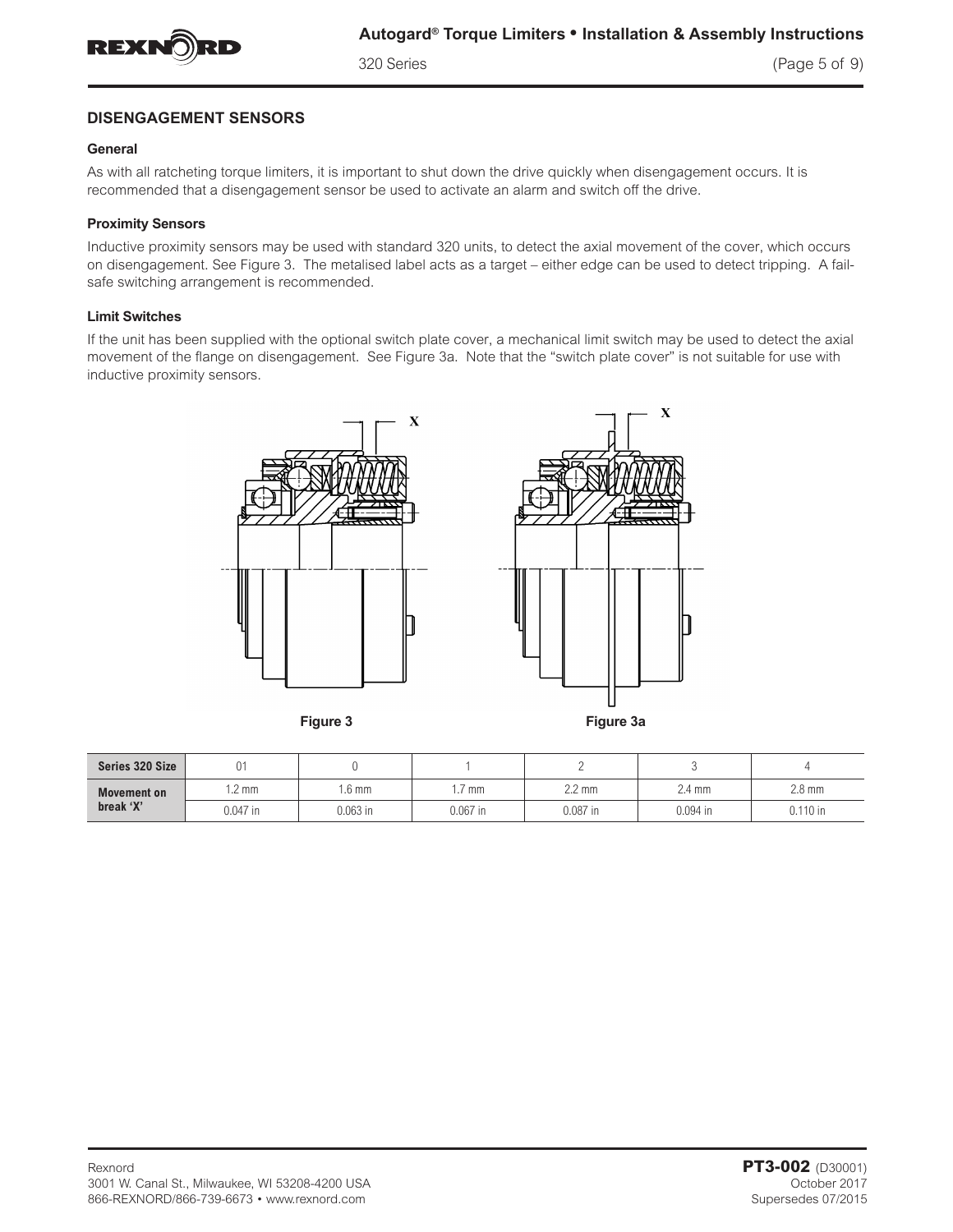## DISENGAGEMENT SENSORS

### General

As with all ratcheting torque limiters, it is important to shut down the drive quickly when disengagement occurs. It is recommended that a disengagement sensor be used to activate an alarm and switch off the drive.

### Proximity Sensors

Inductive proximity sensors may be used with standard 320 units, to detect the axial movement of the cover, which occurs on disengagement. See Figure 3. The metalised label acts as a target – either edge can be used to detect tripping. A fail-safe switching arrangement is recommended.

### Limit Switches

If the unit has been supplied with the optional switch plate cover, a mechanical limit switch may be used to detect the axial movement of the flange on disengagement. See Figure 3a. Note that the "switch plate cover" is not suitable for use with inductive proximity sensors.

Figure 3

Figure 3a

| Series 320 Size | 01 | 0 | 1 | 2 | 3 | 4 |
|---|---|---|---|---|---|---|
| Movement on break 'X' | 1.2 mm | 1.6 mm | 1.7 mm | 2.2 mm | 2.4 mm | 2.8 mm |
| | 0.047 in | 0.063 in | 0.067 in | 0.087 in | 0.094 in | 0.110 in |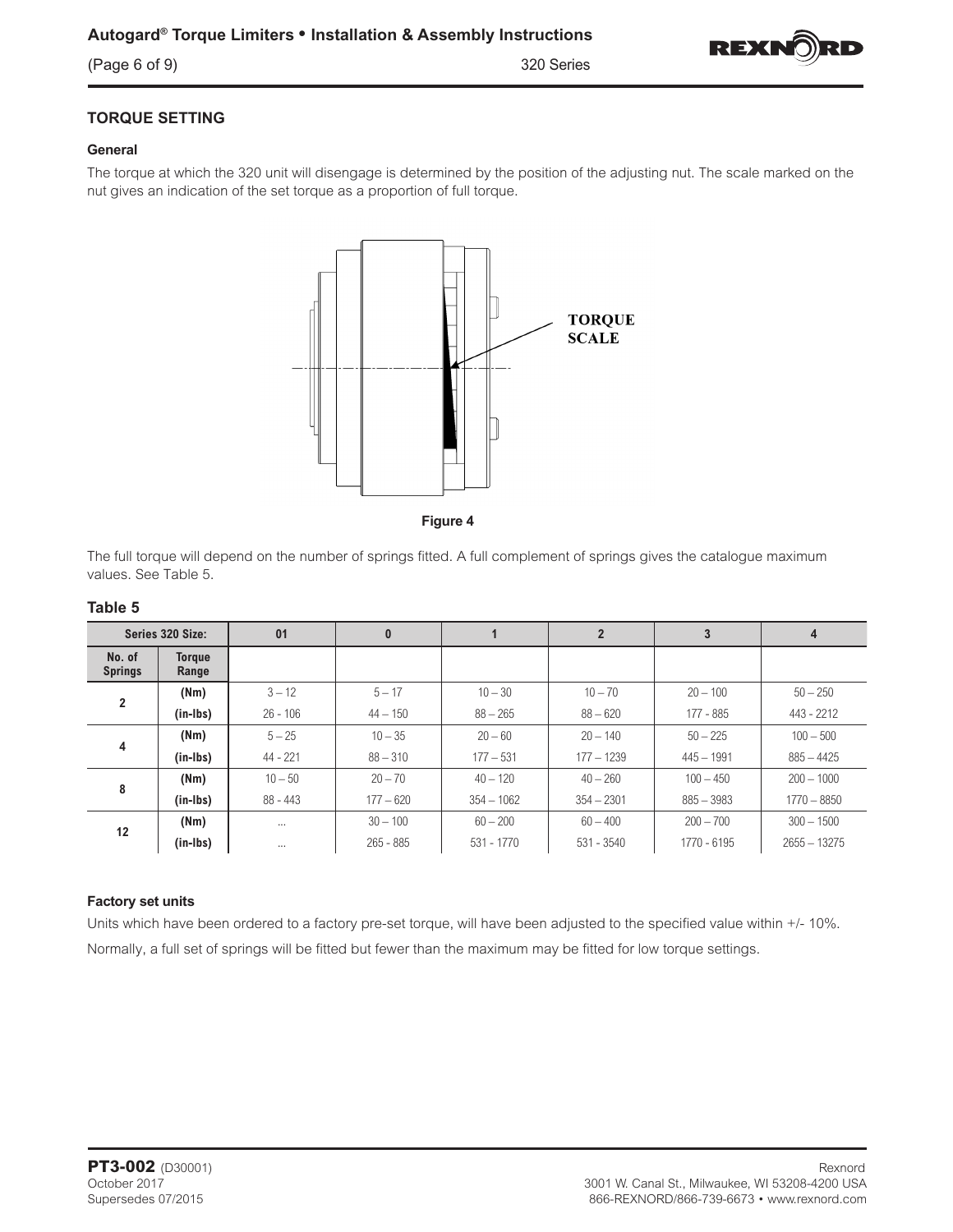## TORQUE SETTING

### General

The torque at which the 320 unit will disengage is determined by the position of the adjusting nut. The scale marked on the nut gives an indication of the set torque as a proportion of full torque.

TORQUE SCALE

Figure 4

The full torque will depend on the number of springs fitted. A full complement of springs gives the catalogue maximum values. See Table 5.

### Table 5

| Series 320 Size: | | 01 | 0 | 1 | 2 | 3 | 4 |
|---|---|---|---|---|---|---|---|
| No. of Springs | Torque Range | | | | | | |
| 2 | (Nm) | 3 – 12 | 5 – 17 | 10 – 30 | 10 – 70 | 20 – 100 | 50 – 250 |
| | (in-lbs) | 26 - 106 | 44 – 150 | 88 – 265 | 88 – 620 | 177 - 885 | 443 - 2212 |
| 4 | (Nm) | 5 – 25 | 10 – 35 | 20 – 60 | 20 – 140 | 50 – 225 | 100 – 500 |
| | (in-lbs) | 44 - 221 | 88 – 310 | 177 – 531 | 177 – 1239 | 445 – 1991 | 885 – 4425 |
| 8 | (Nm) | 10 – 50 | 20 – 70 | 40 – 120 | 40 – 260 | 100 – 450 | 200 – 1000 |
| | (in-lbs) | 88 - 443 | 177 – 620 | 354 – 1062 | 354 – 2301 | 885 – 3983 | 1770 – 8850 |
| 12 | (Nm) | ... | 30 – 100 | 60 – 200 | 60 – 400 | 200 – 700 | 300 – 1500 |
| | (in-lbs) | ... | 265 - 885 | 531 - 1770 | 531 - 3540 | 1770 - 6195 | 2655 – 13275 |

### Factory set units

Units which have been ordered to a factory pre-set torque, will have been adjusted to the specified value within +/- 10%.

Normally, a full set of springs will be fitted but fewer than the maximum may be fitted for low torque settings.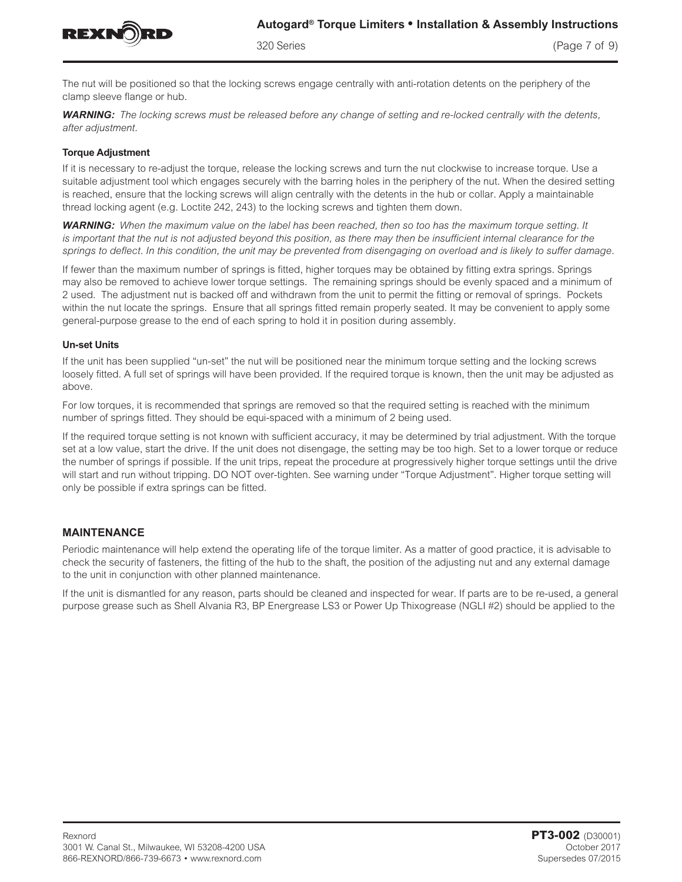The nut will be positioned so that the locking screws engage centrally with anti-rotation detents on the periphery of the clamp sleeve flange or hub.

***WARNING:*** *The locking screws must be released before any change of setting and re-locked centrally with the detents, after adjustment.*

#### Torque Adjustment

If it is necessary to re-adjust the torque, release the locking screws and turn the nut clockwise to increase torque. Use a suitable adjustment tool which engages securely with the barring holes in the periphery of the nut. When the desired setting is reached, ensure that the locking screws will align centrally with the detents in the hub or collar. Apply a maintainable thread locking agent (e.g. Loctite 242, 243) to the locking screws and tighten them down.

***WARNING:*** *When the maximum value on the label has been reached, then so too has the maximum torque setting. It is important that the nut is not adjusted beyond this position, as there may then be insufficient internal clearance for the springs to deflect. In this condition, the unit may be prevented from disengaging on overload and is likely to suffer damage.*

If fewer than the maximum number of springs is fitted, higher torques may be obtained by fitting extra springs. Springs may also be removed to achieve lower torque settings. The remaining springs should be evenly spaced and a minimum of 2 used. The adjustment nut is backed off and withdrawn from the unit to permit the fitting or removal of springs. Pockets within the nut locate the springs. Ensure that all springs fitted remain properly seated. It may be convenient to apply some general-purpose grease to the end of each spring to hold it in position during assembly.

#### Un-set Units

If the unit has been supplied "un-set" the nut will be positioned near the minimum torque setting and the locking screws loosely fitted. A full set of springs will have been provided. If the required torque is known, then the unit may be adjusted as above.

For low torques, it is recommended that springs are removed so that the required setting is reached with the minimum number of springs fitted. They should be equi-spaced with a minimum of 2 being used.

If the required torque setting is not known with sufficient accuracy, it may be determined by trial adjustment. With the torque set at a low value, start the drive. If the unit does not disengage, the setting may be too high. Set to a lower torque or reduce the number of springs if possible. If the unit trips, repeat the procedure at progressively higher torque settings until the drive will start and run without tripping. DO NOT over-tighten. See warning under "Torque Adjustment". Higher torque setting will only be possible if extra springs can be fitted.

## MAINTENANCE

Periodic maintenance will help extend the operating life of the torque limiter. As a matter of good practice, it is advisable to check the security of fasteners, the fitting of the hub to the shaft, the position of the adjusting nut and any external damage to the unit in conjunction with other planned maintenance.

If the unit is dismantled for any reason, parts should be cleaned and inspected for wear. If parts are to be re-used, a general purpose grease such as Shell Alvania R3, BP Energrease LS3 or Power Up Thixogrease (NGLI #2) should be applied to the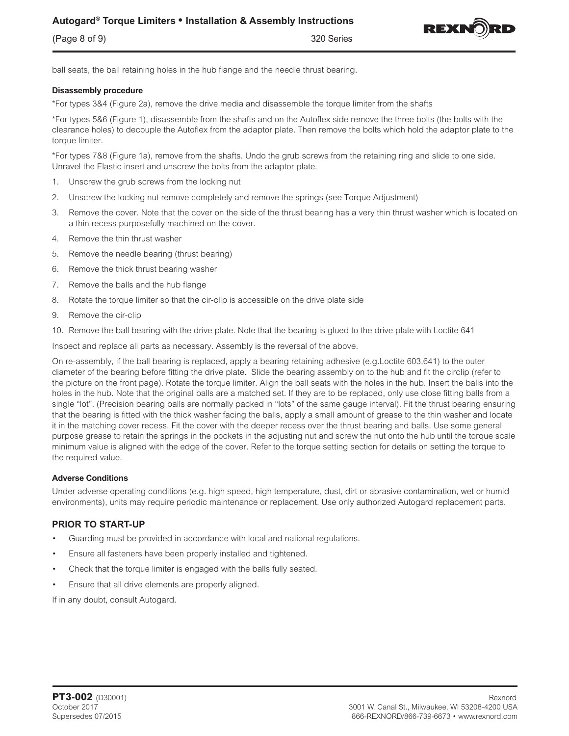ball seats, the ball retaining holes in the hub flange and the needle thrust bearing.

#### Disassembly procedure

*For types 3&4 (Figure 2a), remove the drive media and disassemble the torque limiter from the shafts

*For types 5&6 (Figure 1), disassemble from the shafts and on the Autoflex side remove the three bolts (the bolts with the clearance holes) to decouple the Autoflex from the adaptor plate. Then remove the bolts which hold the adaptor plate to the torque limiter.

*For types 7&8 (Figure 1a), remove from the shafts. Undo the grub screws from the retaining ring and slide to one side. Unravel the Elastic insert and unscrew the bolts from the adaptor plate.

1. Unscrew the grub screws from the locking nut
2. Unscrew the locking nut remove completely and remove the springs (see Torque Adjustment)
3. Remove the cover. Note that the cover on the side of the thrust bearing has a very thin thrust washer which is located on a thin recess purposefully machined on the cover.
4. Remove the thin thrust washer
5. Remove the needle bearing (thrust bearing)
6. Remove the thick thrust bearing washer
7. Remove the balls and the hub flange
8. Rotate the torque limiter so that the cir-clip is accessible on the drive plate side
9. Remove the cir-clip
10. Remove the ball bearing with the drive plate. Note that the bearing is glued to the drive plate with Loctite 641

Inspect and replace all parts as necessary. Assembly is the reversal of the above.

On re-assembly, if the ball bearing is replaced, apply a bearing retaining adhesive (e.g.Loctite 603,641) to the outer diameter of the bearing before fitting the drive plate. Slide the bearing assembly on to the hub and fit the circlip (refer to the picture on the front page). Rotate the torque limiter. Align the ball seats with the holes in the hub. Insert the balls into the holes in the hub. Note that the original balls are a matched set. If they are to be replaced, only use close fitting balls from a single "lot". (Precision bearing balls are normally packed in "lots" of the same gauge interval). Fit the thrust bearing ensuring that the bearing is fitted with the thick washer facing the balls, apply a small amount of grease to the thin washer and locate it in the matching cover recess. Fit the cover with the deeper recess over the thrust bearing and balls. Use some general purpose grease to retain the springs in the pockets in the adjusting nut and screw the nut onto the hub until the torque scale minimum value is aligned with the edge of the cover. Refer to the torque setting section for details on setting the torque to the required value.

#### Adverse Conditions

Under adverse operating conditions (e.g. high speed, high temperature, dust, dirt or abrasive contamination, wet or humid environments), units may require periodic maintenance or replacement. Use only authorized Autogard replacement parts.

## PRIOR TO START-UP

- Guarding must be provided in accordance with local and national regulations.
- Ensure all fasteners have been properly installed and tightened.
- Check that the torque limiter is engaged with the balls fully seated.
- Ensure that all drive elements are properly aligned.

If in any doubt, consult Autogard.